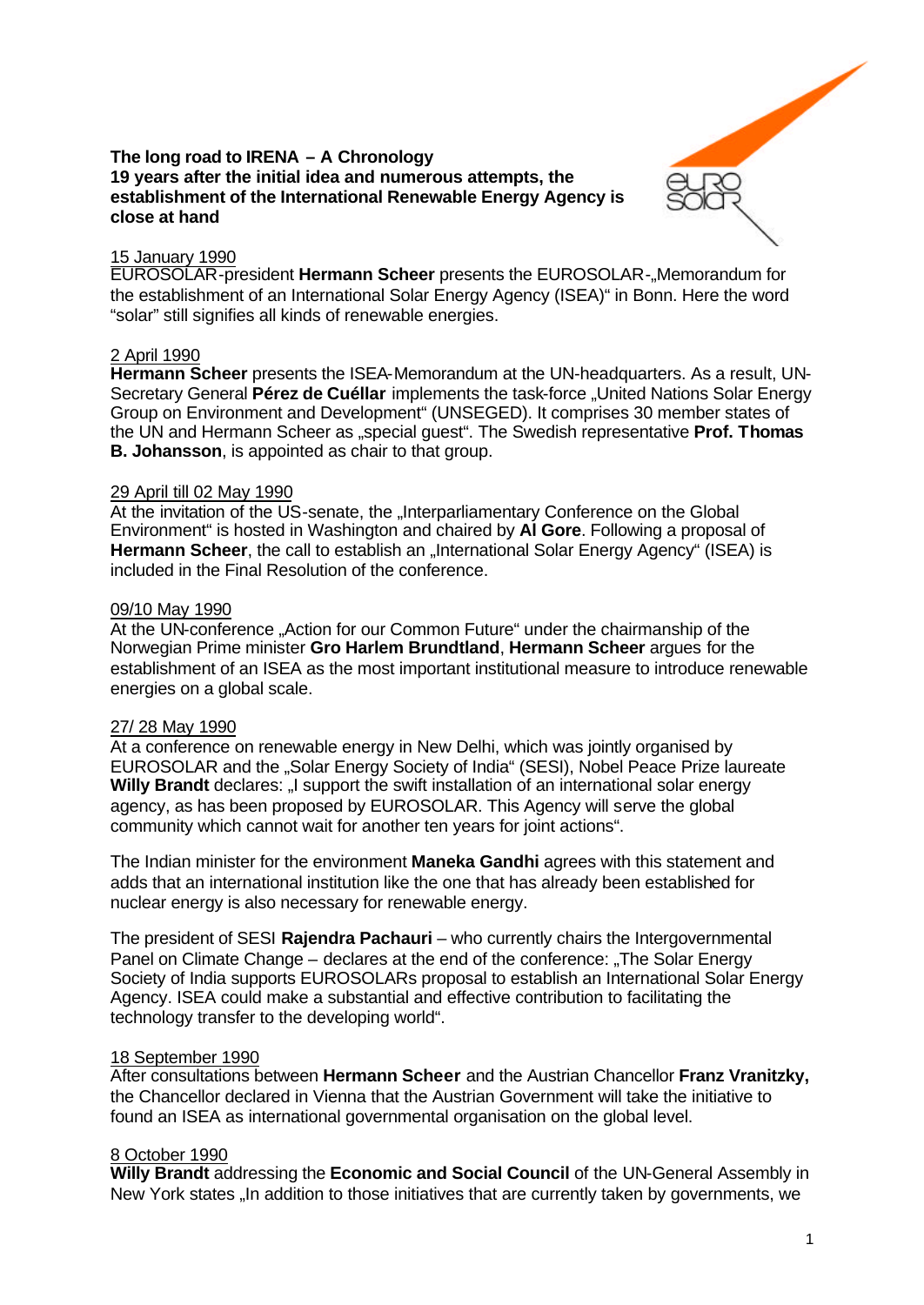**The long road to IRENA – A Chronology**
**19 years after the initial idea and numerous attempts, the establishment of the International Renewable Energy Agency is close at hand**

15 January 1990
EUROSOLAR-president **Hermann Scheer** presents the EUROSOLAR-„Memorandum for the establishment of an International Solar Energy Agency (ISEA)" in Bonn. Here the word "solar" still signifies all kinds of renewable energies.

2 April 1990
**Hermann Scheer** presents the ISEA-Memorandum at the UN-headquarters. As a result, UN-Secretary General **Pérez de Cuéllar** implements the task-force „United Nations Solar Energy Group on Environment and Development" (UNSEGED). It comprises 30 member states of the UN and Hermann Scheer as „special guest". The Swedish representative **Prof. Thomas B. Johansson**, is appointed as chair to that group.

29 April till 02 May 1990
At the invitation of the US-senate, the „Interparliamentary Conference on the Global Environment" is hosted in Washington and chaired by **Al Gore**. Following a proposal of **Hermann Scheer**, the call to establish an „International Solar Energy Agency" (ISEA) is included in the Final Resolution of the conference.

09/10 May 1990
At the UN-conference „Action for our Common Future" under the chairmanship of the Norwegian Prime minister **Gro Harlem Brundtland**, **Hermann Scheer** argues for the establishment of an ISEA as the most important institutional measure to introduce renewable energies on a global scale.

27/ 28 May 1990
At a conference on renewable energy in New Delhi, which was jointly organised by EUROSOLAR and the „Solar Energy Society of India" (SESI), Nobel Peace Prize laureate **Willy Brandt** declares: „I support the swift installation of an international solar energy agency, as has been proposed by EUROSOLAR. This Agency will serve the global community which cannot wait for another ten years for joint actions".

The Indian minister for the environment **Maneka Gandhi** agrees with this statement and adds that an international institution like the one that has already been established for nuclear energy is also necessary for renewable energy.

The president of SESI **Rajendra Pachauri** – who currently chairs the Intergovernmental Panel on Climate Change – declares at the end of the conference: „The Solar Energy Society of India supports EUROSOLARs proposal to establish an International Solar Energy Agency. ISEA could make a substantial and effective contribution to facilitating the technology transfer to the developing world".

18 September 1990
After consultations between **Hermann Scheer** and the Austrian Chancellor **Franz Vranitzky,** the Chancellor declared in Vienna that the Austrian Government will take the initiative to found an ISEA as international governmental organisation on the global level.

8 October 1990
**Willy Brandt** addressing the **Economic and Social Council** of the UN-General Assembly in New York states „In addition to those initiatives that are currently taken by governments, we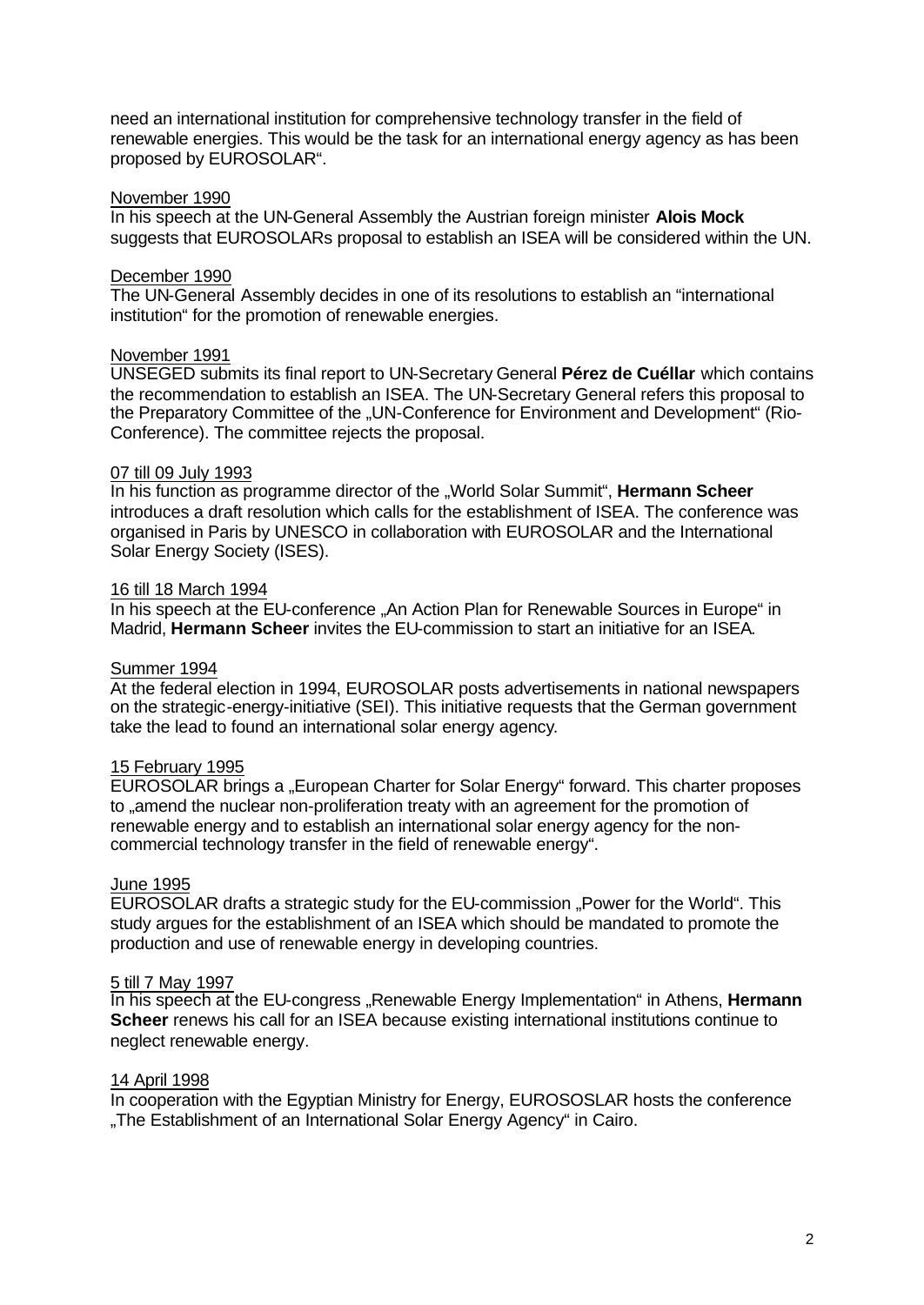need an international institution for comprehensive technology transfer in the field of renewable energies. This would be the task for an international energy agency as has been proposed by EUROSOLAR".

November 1990
In his speech at the UN-General Assembly the Austrian foreign minister **Alois Mock** suggests that EUROSOLARs proposal to establish an ISEA will be considered within the UN.

December 1990
The UN-General Assembly decides in one of its resolutions to establish an "international institution" for the promotion of renewable energies.

November 1991
UNSEGED submits its final report to UN-Secretary General **Pérez de Cuéllar** which contains the recommendation to establish an ISEA. The UN-Secretary General refers this proposal to the Preparatory Committee of the „UN-Conference for Environment and Development" (Rio-Conference). The committee rejects the proposal.

07 till 09 July 1993
In his function as programme director of the „World Solar Summit", **Hermann Scheer** introduces a draft resolution which calls for the establishment of ISEA. The conference was organised in Paris by UNESCO in collaboration with EUROSOLAR and the International Solar Energy Society (ISES).

16 till 18 March 1994
In his speech at the EU-conference „An Action Plan for Renewable Sources in Europe" in Madrid, **Hermann Scheer** invites the EU-commission to start an initiative for an ISEA.

Summer 1994
At the federal election in 1994, EUROSOLAR posts advertisements in national newspapers on the strategic-energy-initiative (SEI). This initiative requests that the German government take the lead to found an international solar energy agency.

15 February 1995
EUROSOLAR brings a „European Charter for Solar Energy" forward. This charter proposes to „amend the nuclear non-proliferation treaty with an agreement for the promotion of renewable energy and to establish an international solar energy agency for the non-commercial technology transfer in the field of renewable energy".

June 1995
EUROSOLAR drafts a strategic study for the EU-commission „Power for the World". This study argues for the establishment of an ISEA which should be mandated to promote the production and use of renewable energy in developing countries.

5 till 7 May 1997
In his speech at the EU-congress „Renewable Energy Implementation" in Athens, **Hermann Scheer** renews his call for an ISEA because existing international institutions continue to neglect renewable energy.

14 April 1998
In cooperation with the Egyptian Ministry for Energy, EUROSOSLAR hosts the conference „The Establishment of an International Solar Energy Agency" in Cairo.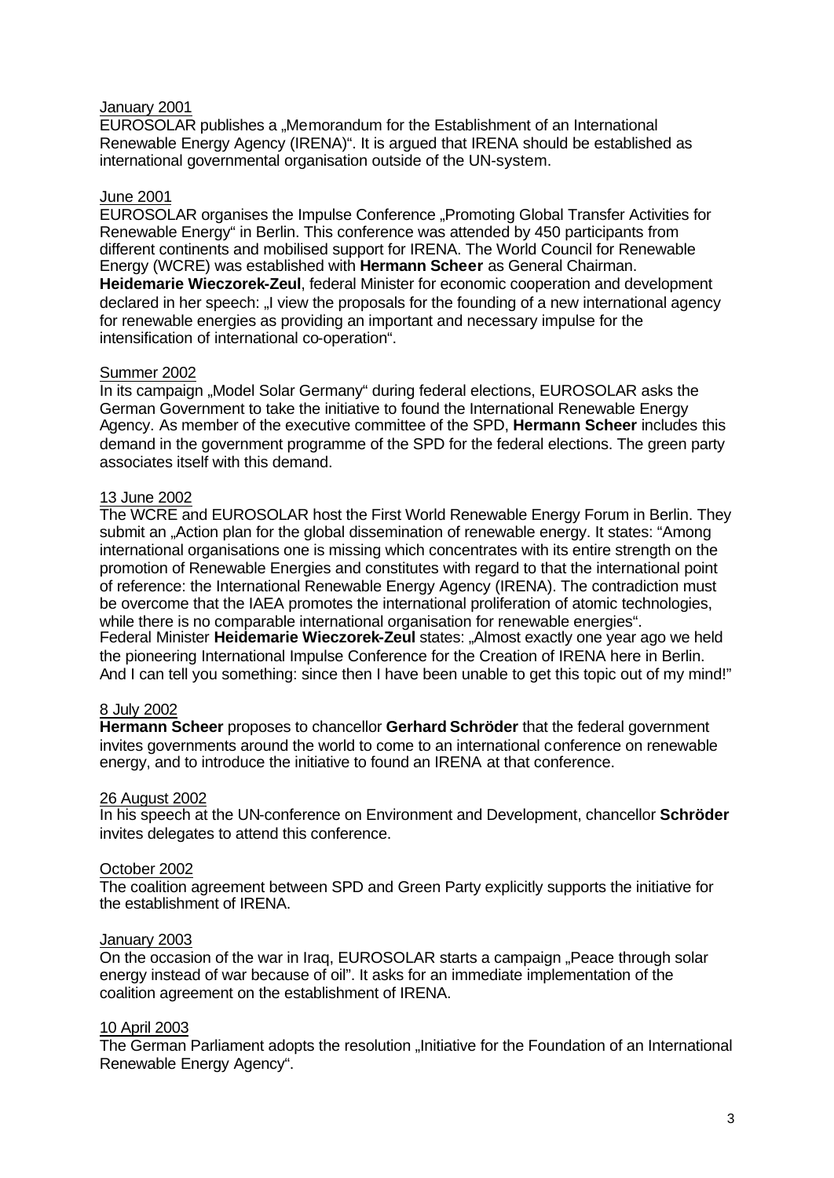January 2001

EUROSOLAR publishes a „Memorandum for the Establishment of an International Renewable Energy Agency (IRENA)". It is argued that IRENA should be established as international governmental organisation outside of the UN-system.

June 2001

EUROSOLAR organises the Impulse Conference „Promoting Global Transfer Activities for Renewable Energy" in Berlin. This conference was attended by 450 participants from different continents and mobilised support for IRENA. The World Council for Renewable Energy (WCRE) was established with **Hermann Scheer** as General Chairman.
**Heidemarie Wieczorek-Zeul**, federal Minister for economic cooperation and development declared in her speech: „I view the proposals for the founding of a new international agency for renewable energies as providing an important and necessary impulse for the intensification of international co-operation".

Summer 2002

In its campaign „Model Solar Germany" during federal elections, EUROSOLAR asks the German Government to take the initiative to found the International Renewable Energy Agency. As member of the executive committee of the SPD, **Hermann Scheer** includes this demand in the government programme of the SPD for the federal elections. The green party associates itself with this demand.

13 June 2002

The WCRE and EUROSOLAR host the First World Renewable Energy Forum in Berlin. They submit an „Action plan for the global dissemination of renewable energy. It states: "Among international organisations one is missing which concentrates with its entire strength on the promotion of Renewable Energies and constitutes with regard to that the international point of reference: the International Renewable Energy Agency (IRENA). The contradiction must be overcome that the IAEA promotes the international proliferation of atomic technologies, while there is no comparable international organisation for renewable energies".
Federal Minister **Heidemarie Wieczorek-Zeul** states: „Almost exactly one year ago we held the pioneering International Impulse Conference for the Creation of IRENA here in Berlin. And I can tell you something: since then I have been unable to get this topic out of my mind!"

8 July 2002

**Hermann Scheer** proposes to chancellor **Gerhard Schröder** that the federal government invites governments around the world to come to an international conference on renewable energy, and to introduce the initiative to found an IRENA at that conference.

26 August 2002

In his speech at the UN-conference on Environment and Development, chancellor **Schröder** invites delegates to attend this conference.

October 2002

The coalition agreement between SPD and Green Party explicitly supports the initiative for the establishment of IRENA.

January 2003

On the occasion of the war in Iraq, EUROSOLAR starts a campaign „Peace through solar energy instead of war because of oil". It asks for an immediate implementation of the coalition agreement on the establishment of IRENA.

10 April 2003

The German Parliament adopts the resolution „Initiative for the Foundation of an International Renewable Energy Agency".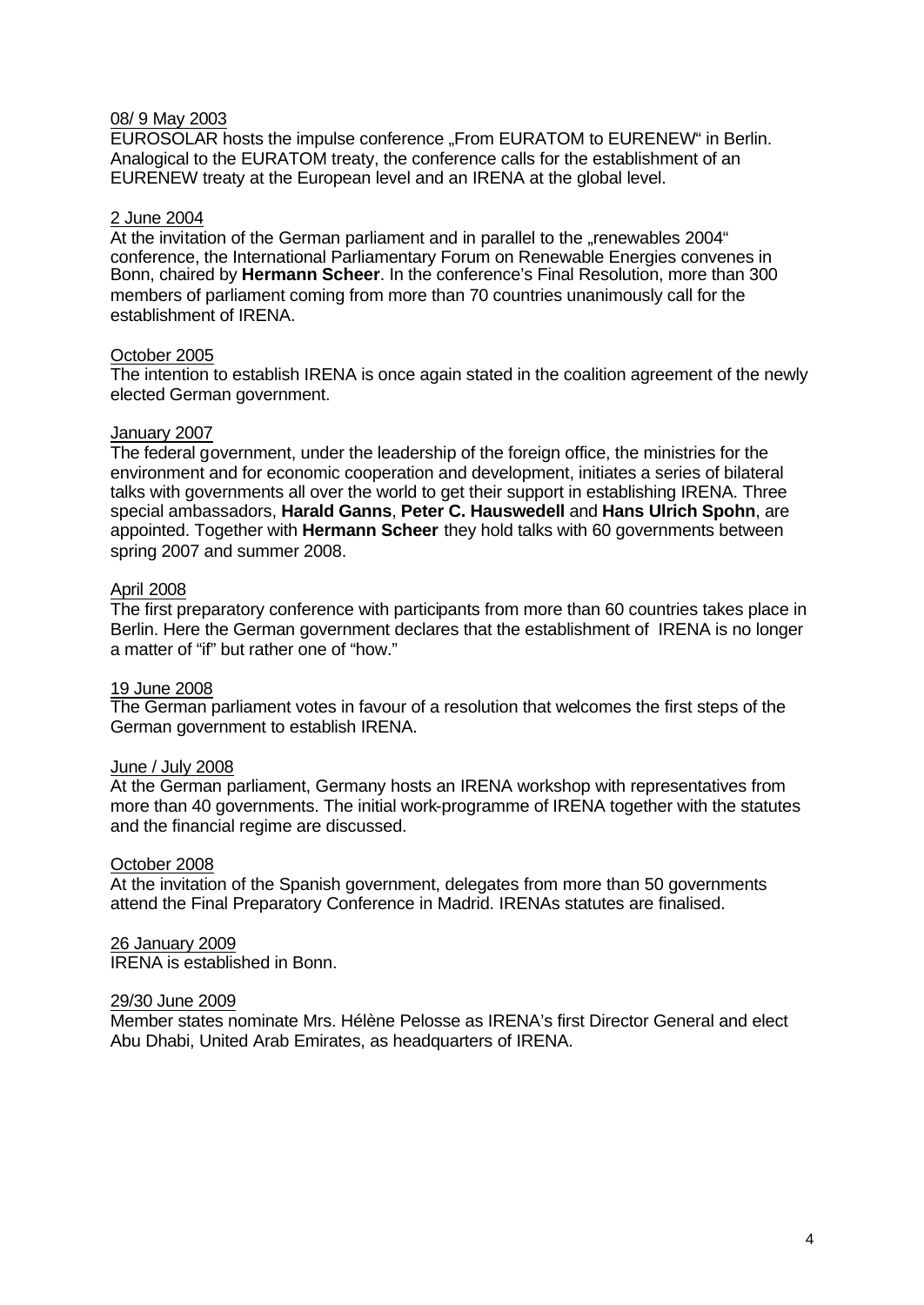08/ 9 May 2003

EUROSOLAR hosts the impulse conference „From EURATOM to EURENEW" in Berlin. Analogical to the EURATOM treaty, the conference calls for the establishment of an EURENEW treaty at the European level and an IRENA at the global level.

2 June 2004

At the invitation of the German parliament and in parallel to the „renewables 2004" conference, the International Parliamentary Forum on Renewable Energies convenes in Bonn, chaired by **Hermann Scheer**. In the conference's Final Resolution, more than 300 members of parliament coming from more than 70 countries unanimously call for the establishment of IRENA.

October 2005

The intention to establish IRENA is once again stated in the coalition agreement of the newly elected German government.

January 2007

The federal government, under the leadership of the foreign office, the ministries for the environment and for economic cooperation and development, initiates a series of bilateral talks with governments all over the world to get their support in establishing IRENA. Three special ambassadors, **Harald Ganns**, **Peter C. Hauswedell** and **Hans Ulrich Spohn**, are appointed. Together with **Hermann Scheer** they hold talks with 60 governments between spring 2007 and summer 2008.

April 2008

The first preparatory conference with participants from more than 60 countries takes place in Berlin. Here the German government declares that the establishment of IRENA is no longer a matter of "if" but rather one of "how."

19 June 2008

The German parliament votes in favour of a resolution that welcomes the first steps of the German government to establish IRENA.

June / July 2008

At the German parliament, Germany hosts an IRENA workshop with representatives from more than 40 governments. The initial work-programme of IRENA together with the statutes and the financial regime are discussed.

October 2008

At the invitation of the Spanish government, delegates from more than 50 governments attend the Final Preparatory Conference in Madrid. IRENAs statutes are finalised.

26 January 2009

IRENA is established in Bonn.

29/30 June 2009

Member states nominate Mrs. Hélène Pelosse as IRENA's first Director General and elect Abu Dhabi, United Arab Emirates, as headquarters of IRENA.